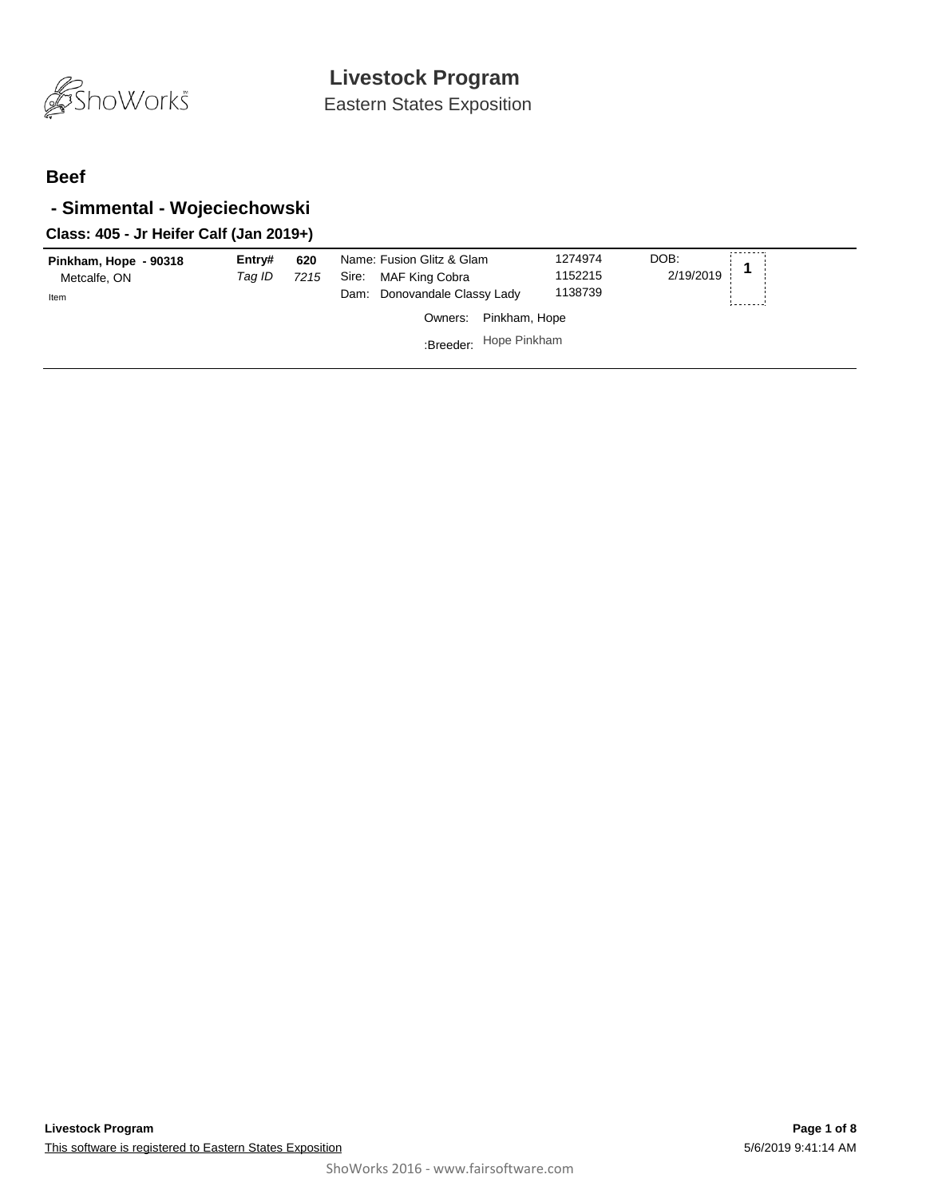# Livestock Program

Eastern States Exposition

## Beef

### - Simmental - Wojeciechowski

**Class: 405 - Jr Heifer Calf (Jan 2019+)**

| | | | | | | |
|---|---|---|---|---|---|---|
| **Pinkham, Hope - 90318**<br>Metcalfe, ON<br>Item | **Entry#** **620**<br>*Tag ID* *7215* | Name: Fusion Glitz & Glam<br>Sire: MAF King Cobra<br>Dam: Donovandale Classy Lady | 1274974<br>1152215<br>1138739 | DOB:<br>2/19/2019 | **1** |
| | | Owners: Pinkham, Hope<br>:Breeder: Hope Pinkham | | | |

**Livestock Program**

This software is registered to Eastern States Exposition

5/6/2019 9:41:14 AM

ShoWorks 2016 - www.fairsoftware.com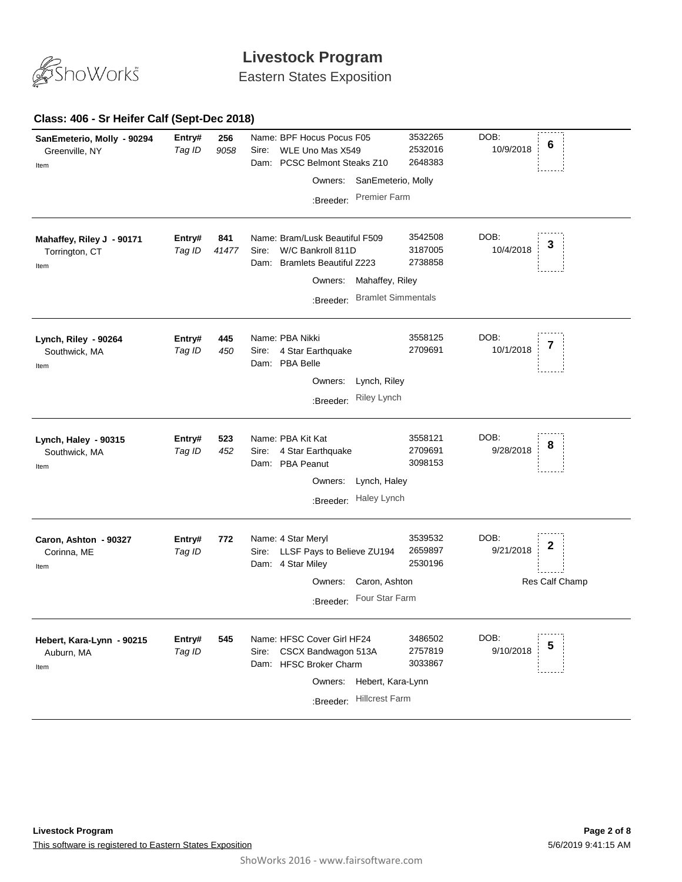# Livestock Program

Eastern States Exposition

## Class: 406 - Sr Heifer Calf (Sept-Dec 2018)

**SanEmeterio, Molly - 90294**
Greenville, NY
Item

**Entry#** 256 *Tag ID* *9058*

Name: BPF Hocus Pocus F05 — 3532265
Sire: WLE Uno Mas X549 — 2532016
Dam: PCSC Belmont Steaks Z10 — 2648383

Owners: SanEmeterio, Molly
:Breeder: Premier Farm

DOB: 10/9/2018 — **6**

---

**Mahaffey, Riley J - 90171**
Torrington, CT
Item

**Entry#** 841 *Tag ID* *41477*

Name: Bram/Lusk Beautiful F509 — 3542508
Sire: W/C Bankroll 811D — 3187005
Dam: Bramlets Beautiful Z223 — 2738858

Owners: Mahaffey, Riley
:Breeder: Bramlet Simmentals

DOB: 10/4/2018 — **3**

---

**Lynch, Riley - 90264**
Southwick, MA
Item

**Entry#** 445 *Tag ID* *450*

Name: PBA Nikki — 3558125
Sire: 4 Star Earthquake — 2709691
Dam: PBA Belle

Owners: Lynch, Riley
:Breeder: Riley Lynch

DOB: 10/1/2018 — **7**

---

**Lynch, Haley - 90315**
Southwick, MA
Item

**Entry#** 523 *Tag ID* *452*

Name: PBA Kit Kat — 3558121
Sire: 4 Star Earthquake — 2709691
Dam: PBA Peanut — 3098153

Owners: Lynch, Haley
:Breeder: Haley Lynch

DOB: 9/28/2018 — **8**

---

**Caron, Ashton - 90327**
Corinna, ME
Item

**Entry#** 772 *Tag ID*

Name: 4 Star Meryl — 3539532
Sire: LLSF Pays to Believe ZU194 — 2659897
Dam: 4 Star Miley — 2530196

Owners: Caron, Ashton
:Breeder: Four Star Farm

DOB: 9/21/2018 — **2**
Res Calf Champ

---

**Hebert, Kara-Lynn - 90215**
Auburn, MA
Item

**Entry#** 545 *Tag ID*

Name: HFSC Cover Girl HF24 — 3486502
Sire: CSCX Bandwagon 513A — 2757819
Dam: HFSC Broker Charm — 3033867

Owners: Hebert, Kara-Lynn
:Breeder: Hillcrest Farm

DOB: 9/10/2018 — **5**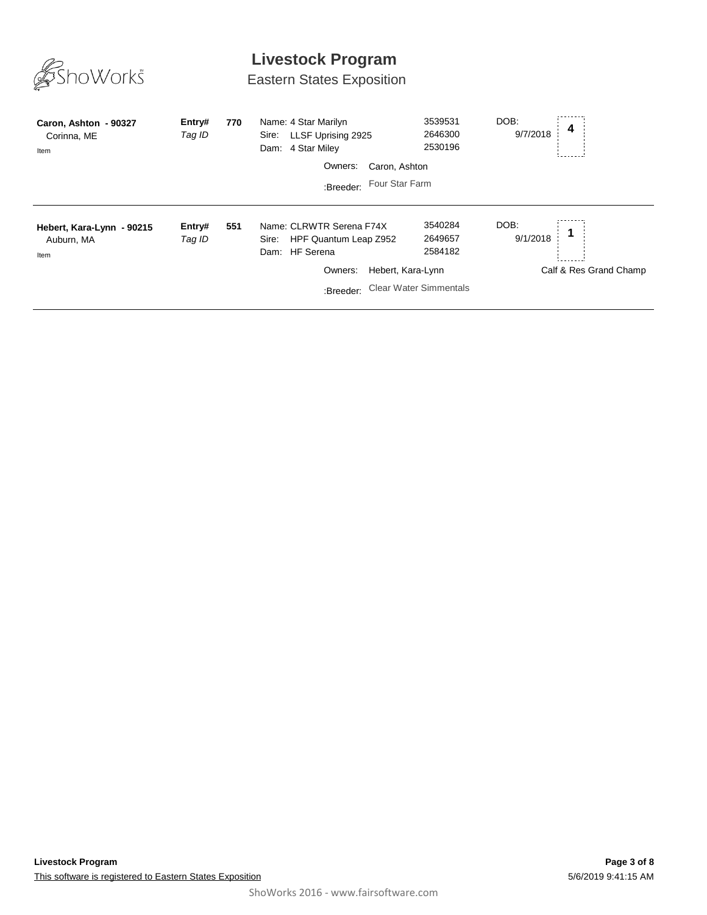# Livestock Program

## Eastern States Exposition

| Exhibitor | Entry# / Tag ID | Entry | Animal | Reg. # | DOB | Placing |
|---|---|---|---|---|---|---|
| **Caron, Ashton - 90327**<br>Corinna, ME<br>Item | **Entry#**<br>*Tag ID* | **770** | Name: 4 Star Marilyn<br>Sire: LLSF Uprising 2925<br>Dam: 4 Star Miley<br>Owners: Caron, Ashton<br>:Breeder: Four Star Farm | 3539531<br>2646300<br>2530196 | DOB: 9/7/2018 | **4** |
| **Hebert, Kara-Lynn - 90215**<br>Auburn, MA<br>Item | **Entry#**<br>*Tag ID* | **551** | Name: CLRWTR Serena F74X<br>Sire: HPF Quantum Leap Z952<br>Dam: HF Serena<br>Owners: Hebert, Kara-Lynn<br>:Breeder: Clear Water Simmentals | 3540284<br>2649657<br>2584182 | DOB: 9/1/2018 | **1**<br>Calf & Res Grand Champ |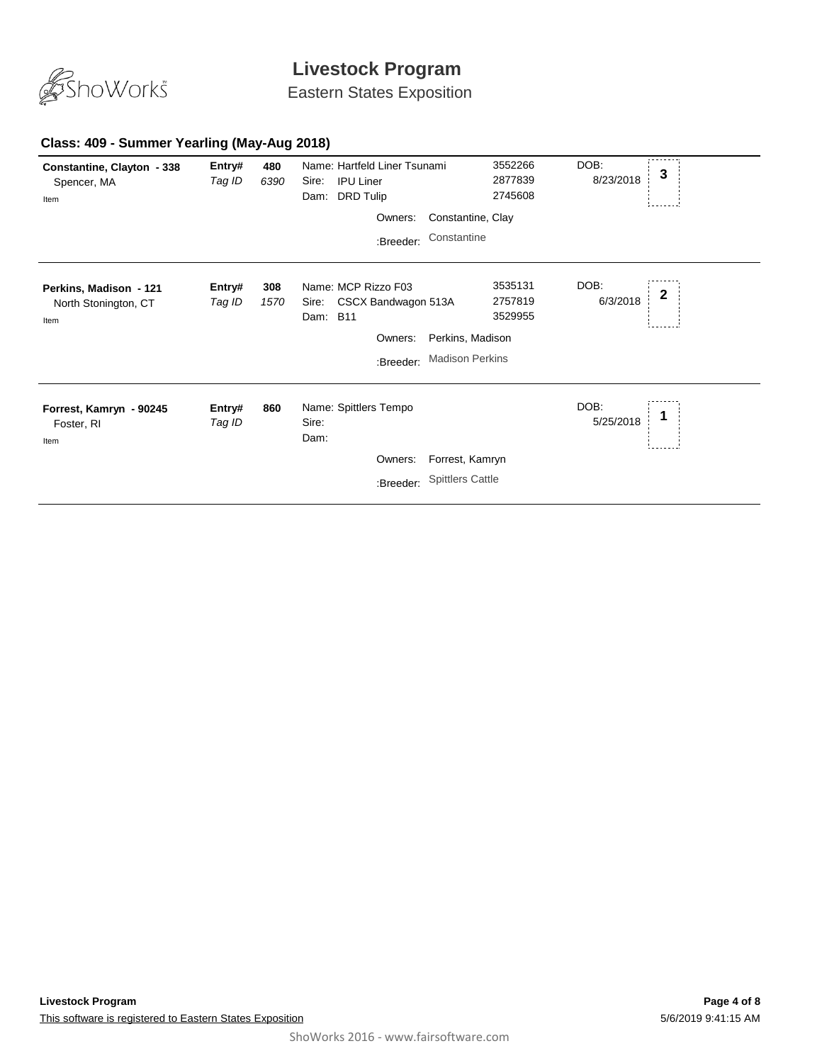# Livestock Program

Eastern States Exposition

## Class: 409 - Summer Yearling (May-Aug 2018)

**Constantine, Clayton - 338**
Spencer, MA
Item

**Entry#** 480
*Tag ID* 6390

Name: Hartfeld Liner Tsunami — 3552266
Sire: IPU Liner — 2877839
Dam: DRD Tulip — 2745608

Owners: Constantine, Clay
:Breeder: Constantine

DOB: 8/23/2018

**3**

---

**Perkins, Madison - 121**
North Stonington, CT
Item

**Entry#** 308
*Tag ID* 1570

Name: MCP Rizzo F03 — 3535131
Sire: CSCX Bandwagon 513A — 2757819
Dam: B11 — 3529955

Owners: Perkins, Madison
:Breeder: Madison Perkins

DOB: 6/3/2018

**2**

---

**Forrest, Kamryn - 90245**
Foster, RI
Item

**Entry#** 860
*Tag ID*

Name: Spittlers Tempo
Sire:
Dam:

Owners: Forrest, Kamryn
:Breeder: Spittlers Cattle

DOB: 5/25/2018

**1**

---

**Livestock Program**

This software is registered to Eastern States Exposition

5/6/2019 9:41:15 AM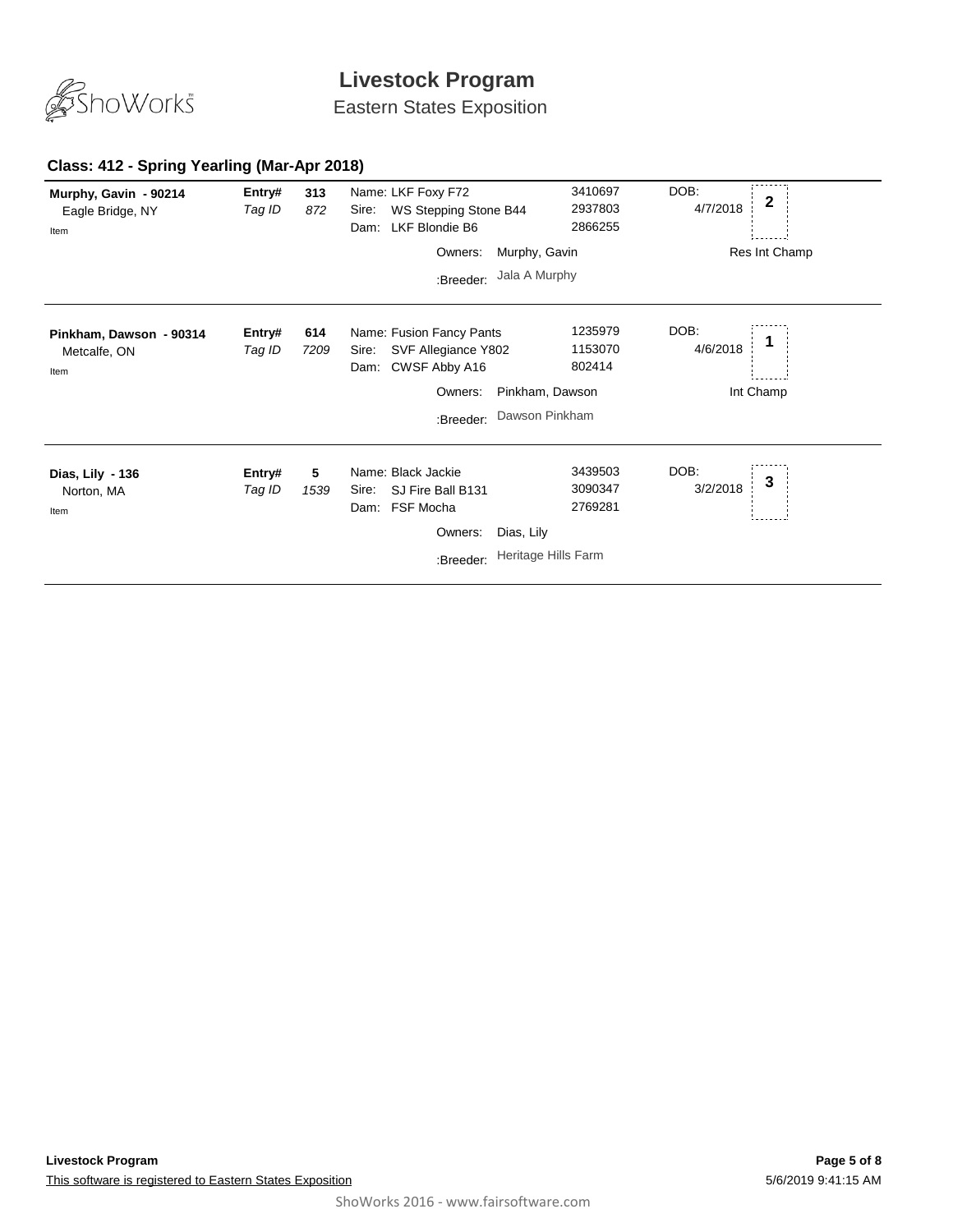# Livestock Program

Eastern States Exposition

## Class: 412 - Spring Yearling (Mar-Apr 2018)

| Exhibitor | Entry# / Tag ID | Animal | Reg. # | DOB | Place |
|---|---|---|---|---|---|
| **Murphy, Gavin - 90214**<br>Eagle Bridge, NY<br>Item | **Entry# 313**<br>*Tag ID 872* | Name: LKF Foxy F72<br>Sire: WS Stepping Stone B44<br>Dam: LKF Blondie B6<br>Owners: Murphy, Gavin<br>:Breeder: Jala A Murphy | 3410697<br>2937803<br>2866255 | 4/7/2018 | **2**<br>Res Int Champ |
| **Pinkham, Dawson - 90314**<br>Metcalfe, ON<br>Item | **Entry# 614**<br>*Tag ID 7209* | Name: Fusion Fancy Pants<br>Sire: SVF Allegiance Y802<br>Dam: CWSF Abby A16<br>Owners: Pinkham, Dawson<br>:Breeder: Dawson Pinkham | 1235979<br>1153070<br>802414 | 4/6/2018 | **1**<br>Int Champ |
| **Dias, Lily - 136**<br>Norton, MA<br>Item | **Entry# 5**<br>*Tag ID 1539* | Name: Black Jackie<br>Sire: SJ Fire Ball B131<br>Dam: FSF Mocha<br>Owners: Dias, Lily<br>:Breeder: Heritage Hills Farm | 3439503<br>3090347<br>2769281 | 3/2/2018 | **3** |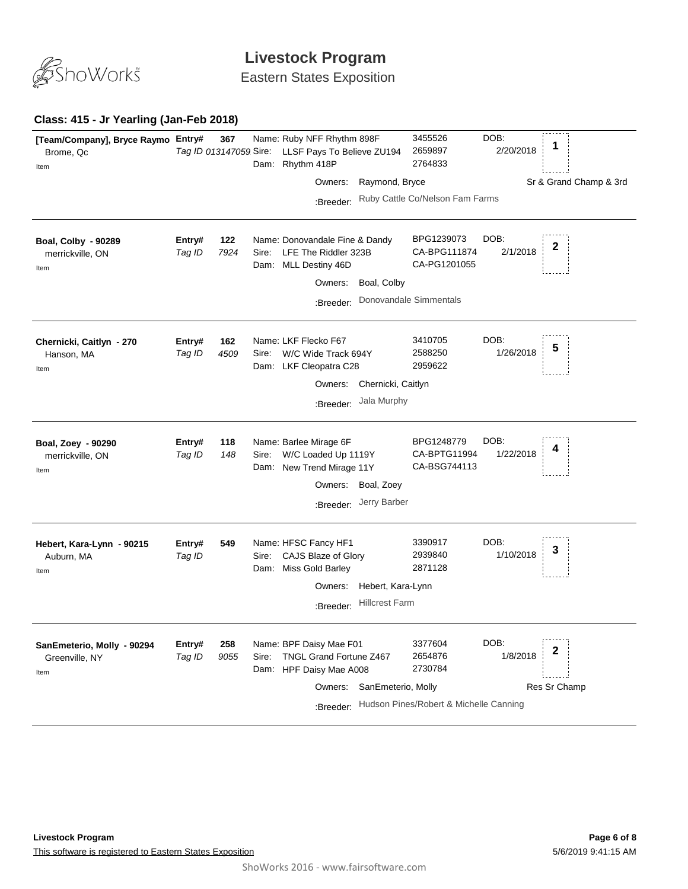# Livestock Program

Eastern States Exposition

## Class: 415 - Jr Yearling (Jan-Feb 2018)

**[Team/Company], Bryce Raymo**
Brome, Qc
Item

**Entry#** 367
*Tag ID* *013147059*

Name: Ruby NFF Rhythm 898F — 3455526
Sire: LLSF Pays To Believe ZU194 — 2659897
Dam: Rhythm 418P — 2764833

DOB: 2/20/2018

Placing: **1**

Owners: Raymond, Bryce

:Breeder: Ruby Cattle Co/Nelson Fam Farms

Sr & Grand Champ & 3rd

---

**Boal, Colby - 90289**
merrickville, ON
Item

**Entry#** 122
*Tag ID* *7924*

Name: Donovandale Fine & Dandy — BPG1239073
Sire: LFE The Riddler 323B — CA-BPG111874
Dam: MLL Destiny 46D — CA-PG1201055

DOB: 2/1/2018

Placing: **2**

Owners: Boal, Colby

:Breeder: Donovandale Simmentals

---

**Chernicki, Caitlyn - 270**
Hanson, MA
Item

**Entry#** 162
*Tag ID* *4509*

Name: LKF Flecko F67 — 3410705
Sire: W/C Wide Track 694Y — 2588250
Dam: LKF Cleopatra C28 — 2959622

DOB: 1/26/2018

Placing: **5**

Owners: Chernicki, Caitlyn

:Breeder: Jala Murphy

---

**Boal, Zoey - 90290**
merrickville, ON
Item

**Entry#** 118
*Tag ID* *148*

Name: Barlee Mirage 6F — BPG1248779
Sire: W/C Loaded Up 1119Y — CA-BPTG11994
Dam: New Trend Mirage 11Y — CA-BSG744113

DOB: 1/22/2018

Placing: **4**

Owners: Boal, Zoey

:Breeder: Jerry Barber

---

**Hebert, Kara-Lynn - 90215**
Auburn, MA
Item

**Entry#** 549
*Tag ID*

Name: HFSC Fancy HF1 — 3390917
Sire: CAJS Blaze of Glory — 2939840
Dam: Miss Gold Barley — 2871128

DOB: 1/10/2018

Placing: **3**

Owners: Hebert, Kara-Lynn

:Breeder: Hillcrest Farm

---

**SanEmeterio, Molly - 90294**
Greenville, NY
Item

**Entry#** 258
*Tag ID* *9055*

Name: BPF Daisy Mae F01 — 3377604
Sire: TNGL Grand Fortune Z467 — 2654876
Dam: HPF Daisy Mae A008 — 2730784

DOB: 1/8/2018

Placing: **2**

Owners: SanEmeterio, Molly

:Breeder: Hudson Pines/Robert & Michelle Canning

Res Sr Champ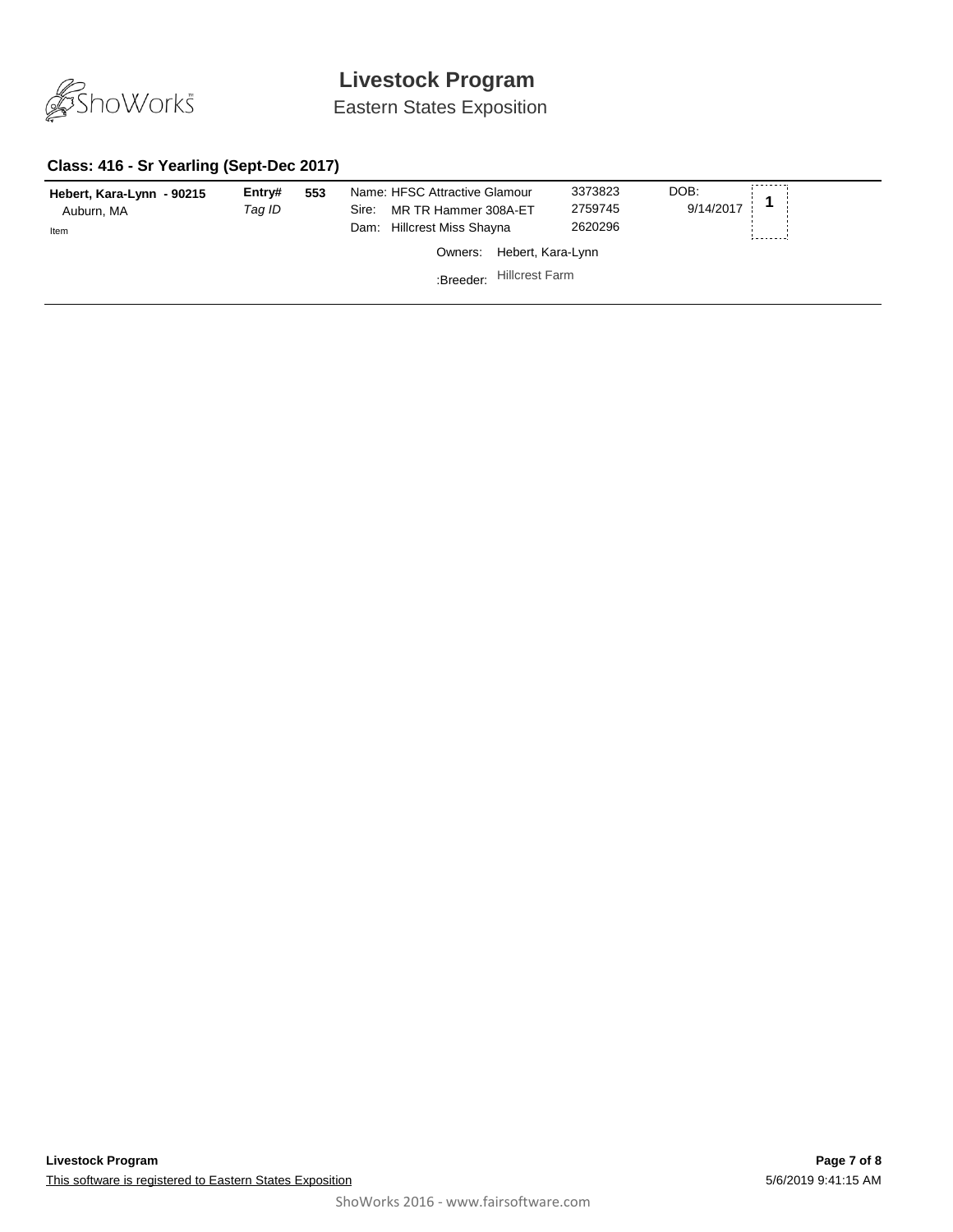# Livestock Program

Eastern States Exposition

## Class: 416 - Sr Yearling (Sept-Dec 2017)

| Exhibitor | Entry# / Tag ID | | Animal | Reg. # | DOB | Placing |
|---|---|---|---|---|---|---|
| **Hebert, Kara-Lynn - 90215**<br>Auburn, MA<br>Item | **Entry#**<br>*Tag ID* | **553** | Name: HFSC Attractive Glamour<br>Sire: MR TR Hammer 308A-ET<br>Dam: Hillcrest Miss Shayna<br>Owners: Hebert, Kara-Lynn<br>:Breeder: Hillcrest Farm | 3373823<br>2759745<br>2620296 | DOB:<br>9/14/2017 | **1** |

This software is registered to Eastern States Exposition

5/6/2019 9:41:15 AM

ShoWorks 2016 - www.fairsoftware.com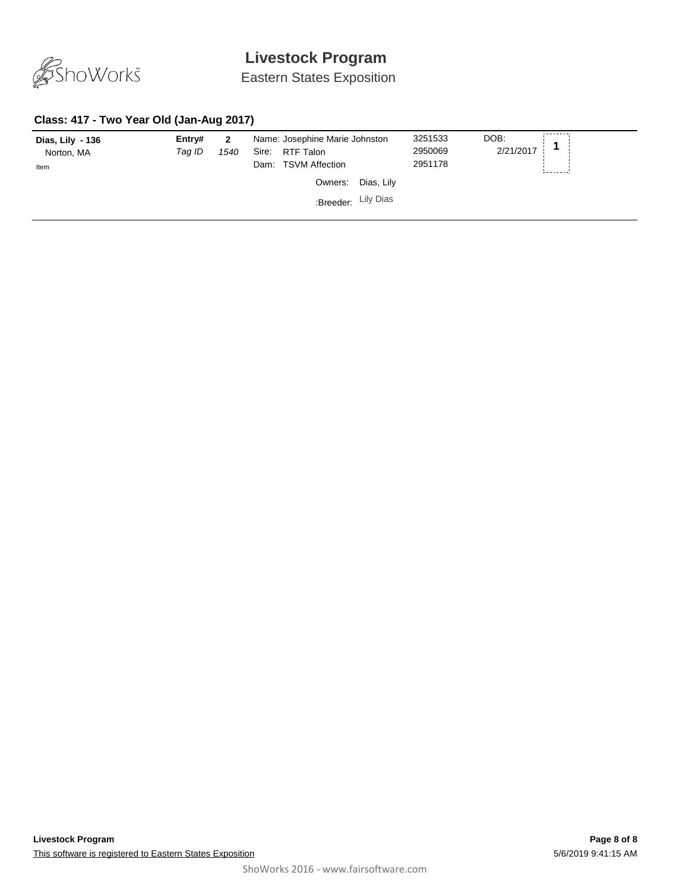# Livestock Program

Eastern States Exposition

### Class: 417 - Two Year Old (Jan-Aug 2017)

| | | | | | | |
|---|---|---|---|---|---|---|
| **Dias, Lily - 136** | **Entry#** | **2** | Name: Josephine Marie Johnston | 3251533 | DOB: | **1** |
| Norton, MA | *Tag ID* | *1540* | Sire: RTF Talon | 2950069 | 2/21/2017 | |
| Item | | | Dam: TSVM Affection | 2951178 | | |
| | | | Owners: Dias, Lily | | | |
| | | | :Breeder: Lily Dias | | | |

**Livestock Program**

This software is registered to Eastern States Exposition

5/6/2019 9:41:15 AM

ShoWorks 2016 - www.fairsoftware.com